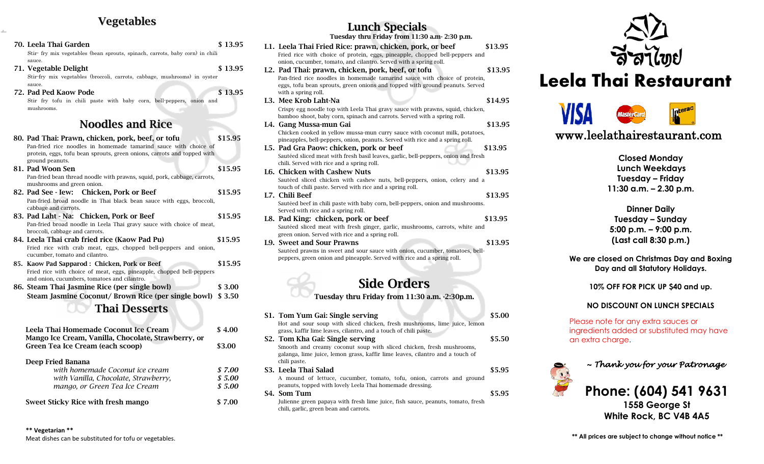## Vegetables

**70. Leela Thai Garden** $ 13.95
Stir- fry mix vegetables (bean sprouts, spinach, carrots, baby corn) in chili sauce.

**71. Vegetable Delight** $ 13.95
Stir-fry mix vegetables (broccoli, carrots, cabbage, mushrooms) in oyster sauce.

**72. Pad Ped Kaow Pode** $ 13.95
Stir fry tofu in chili paste with baby corn, bell-peppers, onion and mushrooms.

## Noodles and Rice

**80. Pad Thai: Prawn, chicken, pork, beef, or tofu** $15.95
Pan-fried rice noodles in homemade tamarind sauce with choice of protein, eggs, tofu bean sprouts, green onions, carrots and topped with ground peanuts.

**81. Pad Woon Sen** $15.95
Pan-fried bean thread noodle with prawns, squid, pork, cabbage, carrots, mushrooms and green onion.

**82. Pad See - Iew: Chicken, Pork or Beef** $15.95
Pan-fried broad noodle in Thai black bean sauce with eggs, broccoli, cabbage and carrots.

**83. Pad Laht - Na: Chicken, Pork or Beef** $15.95
Pan-fried broad noodle in Leela Thai gravy sauce with choice of meat, broccoli, cabbage and carrots.

**84. Leela Thai crab fried rice (Kaow Pad Pu)** $15.95
Fried rice with crab meat, eggs, chopped bell-peppers and onion, cucumber, tomato and cilantro.

**85. Kaow Pad Sapparod : Chicken, Pork or Beef** $15.95
Fried rice with choice of meat, eggs, pineapple, chopped bell-peppers and onion, cucumbers, tomatoes and cilantro.

**86. Steam Thai Jasmine Rice (per single bowl)** $ 3.00
**Steam Jasmine Coconut/ Brown Rice (per single bowl)** $ 3.50

## Thai Desserts

**Leela Thai Homemade Coconut Ice Cream** $ 4.00
**Mango Ice Cream, Vanilla, Chocolate, Strawberry, or Green Tea Ice Cream (each scoop)** $3.00

**Deep Fried Banana**
*with homemade Coconut ice cream* *$ 7.00*
*with Vanilla, Chocolate, Strawberry, mango, or Green Tea Ice Cream* *$ 5.00*

**Sweet Sticky Rice with fresh mango** $ 7.00

**\*\* Vegetarian \*\***
Meat dishes can be substituted for tofu or vegetables.

## Lunch Specials

**Tuesday thru Friday from 11:30 a.m- 2:30 p.m.**

**L1. Leela Thai Fried Rice: prawn, chicken, pork, or beef** $13.95
Fried rice with choice of protein, eggs, pineapple, chopped bell-peppers and onion, cucumber, tomato, and cilantro. Served with a spring roll.

**L2. Pad Thai: prawn, chicken, pork, beef, or tofu** $13.95
Pan-fried rice noodles in homemade tamarind sauce with choice of protein, eggs, tofu bean sprouts, green onions and topped with ground peanuts. Served with a spring roll.

**L3. Mee Krob Laht-Na** $14.95
Crispy egg noodle top with Leela Thai gravy sauce with prawns, squid, chicken, bamboo shoot, baby corn, spinach and carrots. Served with a spring roll.

**L4. Gang Mussa-mun Gai** $13.95
Chicken cooked in yellow mussa-mun curry sauce with coconut milk, potatoes, pineapples, bell-peppers, onion, peanuts. Served with rice and a spring roll.

**L5. Pad Gra Paow: chicken, pork or beef** $13.95
Sautéed sliced meat with fresh basil leaves, garlic, bell-peppers, onion and fresh chili. Served with rice and a spring roll.

**L6. Chicken with Cashew Nuts** $13.95
Sautéed sliced chicken with cashew nuts, bell-peppers, onion, celery and a touch of chili paste. Served with rice and a spring roll.

**L7. Chili Beef** $13.95
Sautéed beef in chili paste with baby corn, bell-peppers, onion and mushrooms. Served with rice and a spring roll.

**L8. Pad King: chicken, pork or beef** $13.95
Sautéed sliced meat with fresh ginger, garlic, mushrooms, carrots, white and green onion. Served with rice and a spring roll.

**L9. Sweet and Sour Prawns** $13.95
Sautéed prawns in sweet and sour sauce with onion, cucumber, tomatoes, bell-peppers, green onion and pineapple. Served with rice and a spring roll.

## Side Orders

**Tuesday thru Friday from 11:30 a.m. -2:30p.m.**

**S1. Tom Yum Gai: Single serving** $5.00
Hot and sour soup with sliced chicken, fresh mushrooms, lime juice, lemon grass, kaffir lime leaves, cilantro, and a touch of chili paste.

**S2. Tom Kha Gai: Single serving** $5.50
Smooth and creamy coconut soup with sliced chicken, fresh mushrooms, galanga, lime juice, lemon grass, kaffir lime leaves, cilantro and a touch of chili paste.

**S3. Leela Thai Salad** $5.95
A mound of lettuce, cucumber, tomato, tofu, onion, carrots and ground peanuts, topped with lovely Leela Thai homemade dressing.

**S4. Som Tum** $5.95
Julienne green papaya with fresh lime juice, fish sauce, peanuts, tomato, fresh chili, garlic, green bean and carrots.

ลีลาไทย

# Leela Thai Restaurant

VISA MasterCard Interac

www.leelathairestaurant.com

**Closed Monday**
**Lunch Weekdays**
**Tuesday – Friday**
**11:30 a.m. – 2.30 p.m.**

**Dinner Daily**
**Tuesday – Sunday**
**5:00 p.m. – 9:00 p.m.**
**(Last call 8:30 p.m.)**

**We are closed on Christmas Day and Boxing Day and all Statutory Holidays.**

**10% OFF FOR PICK UP $40 and up.**

**NO DISCOUNT ON LUNCH SPECIALS**

Please note for any extra sauces or ingredients added or substituted may have an extra charge.

*~ Thank you for your Patronage*

**Phone: (604) 541 9631**
**1558 George St**
**White Rock, BC V4B 4A5**

**\*\* All prices are subject to change without notice \*\***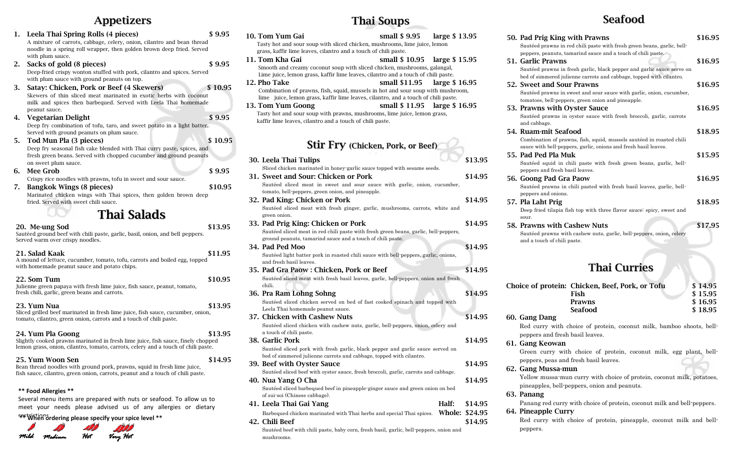## Appetizers

1. **Leela Thai Spring Rolls (4 pieces)** $ 9.95
   A mixture of carrots, cabbage, celery, onion, cilantro and bean thread noodle in a spring roll wrapper, then golden brown deep fried. Served with plum sauce.
2. **Sacks of gold (8 pieces)** $ 9.95
   Deep-fried crispy wonton stuffed with pork, cilantro and spices. Served with plum sauce with ground peanuts on top.
3. **Satay: Chicken, Pork or Beef (4 Skewers)** $ 10.95
   Skewers of thin sliced meat marinated in exotic herbs with coconut milk and spices then barbequed. Served with Leela Thai homemade peanut sauce.
4. **Vegetarian Delight** $ 9.95
   Deep fry combination of tofu, taro, and sweet potato in a light batter. Served with ground peanuts on plum sauce.
5. **Tod Mun Pla (3 pieces)** $ 10.95
   Deep fry seasonal fish cake blended with Thai curry paste, spices, and fresh green beans. Served with chopped cucumber and ground peanuts on sweet plum sauce.
6. **Mee Grob** $ 9.95
   Crispy rice noodles with prawns, tofu in sweet and sour sauce.
7. **Bangkok Wings (8 pieces)** $10.95
   Marinated chicken wings with Thai spices, then golden brown deep fried. Served with sweet chili sauce.

## Thai Salads

**20. Me-ung Sod** $13.95
Sautéed ground beef with chili paste, garlic, basil, onion, and bell peppers. Served warm over crispy noodles.

**21. Salad Kaak** $11.95
A mound of lettuce, cucumber, tomato, tofu, carrots and boiled egg, topped with homemade peanut sauce and potato chips.

**22. Som Tum** $10.95
Julienne green papaya with fresh lime juice, fish sauce, peanut, tomato, fresh chili, garlic, green beans and carrots.

**23. Yum Nua** $13.95
Sliced grilled beef marinated in fresh lime juice, fish sauce, cucumber, onion, tomato, cilantro, green onion, carrots and a touch of chili paste.

**24. Yum Pla Goong** $13.95
Slightly cooked prawns marinated in fresh lime juice, fish sauce, finely chopped lemon grass, onion, cilantro, tomato, carrots, celery and a touch of chili paste.

**25. Yum Woon Sen** $14.95
Bean thread noodles with ground pork, prawns, squid in fresh lime juice, fish sauce, cilantro, green onion, carrots, peanut and a touch of chili paste.

**\*\* Food Allergies \*\***
Several menu items are prepared with nuts or seafood. To allow us to meet your needs please advised us of any allergies or dietary restrictions.

**\*\* When ordering please specify your spice level \*\***

Mild Medium Hot Very Hot

## Thai Soups

**10. Tom Yum Gai** small $ 9.95 large $ 13.95
Tasty hot and sour soup with sliced chicken, mushrooms, lime juice, lemon grass, kaffir lime leaves, cilantro and a touch of chili paste.

**11. Tom Kha Gai** small $ 10.95 large $ 15.95
Smooth and creamy coconut soup with sliced chicken, mushrooms, galangal, Lime juice, lemon grass, kaffir lime leaves, cilantro and a touch of chili paste.

**12. Pho Take** small $11.95 large $ 16.95
Combination of prawns, fish, squid, mussels in hot and sour soup with mushroom, lime juice, lemon grass, kaffir lime leaves, cilantro, and a touch of chili paste.

**13. Tom Yum Goong** small $ 11.95 large $ 16.95
Tasty hot and sour soup with prawns, mushrooms, lime juice, lemon grass, kaffir lime leaves, cilantro and a touch of chili paste.

## Stir Fry (Chicken, Pork, or Beef)

**30. Leela Thai Tulips** $13.95
Sliced chicken marinated in honey-garlic sauce topped with sesame seeds.

**31. Sweet and Sour: Chicken or Pork** $14.95
Sautéed sliced meat in sweet and sour sauce with garlic, onion, cucumber, tomato, bell-peppers, green onion, and pineapple.

**32. Pad King: Chicken or Pork** $14.95
Sautéed sliced meat with fresh ginger, garlic, mushrooms, carrots, white and green onion.

**33. Pad Prig King: Chicken or Pork** $14.95
Sautéed sliced meat in red chili paste with fresh green beans, garlic, bell-peppers, ground peanuts, tamarind sauce and a touch of chili paste.

**34. Pad Ped Moo** $14.95
Sautéed light batter pork in roasted chili sauce with bell-peppers, garlic, onions, and fresh basil leaves.

**35. Pad Gra Paow : Chicken, Pork or Beef** $14.95
Sautéed sliced meat with fresh basil leaves, garlic, bell-peppers, onion and fresh chili.

**36. Pra Ram Lohng Sohng** $14.95
Sautéed sliced chicken served on bed of fast cooked spinach and topped with Leela Thai homemade peanut sauce.

**37. Chicken with Cashew Nuts** $14.95
Sautéed sliced chicken with cashew nuts, garlic, bell-peppers, onion, celery and a touch of chili paste.

**38. Garlic Pork** $14.95
Sautéed sliced pork with fresh garlic, black pepper and garlic sauce served on bed of simmered julienne carrots and cabbage, topped with cilantro.

**39. Beef with Oyster Sauce** $14.95
Sautéed sliced beef with oyster sauce, fresh broccoli, garlic, carrots and cabbage.

**40. Nua Yang O Cha** $14.95
Sautéed sliced barbequed beef in pineapple-ginger sauce and green onion on bed of sui-soi (Chinese cabbage).

**41. Leela Thai Gai Yang** Half: $14.95
Barbequed chicken marinated with Thai herbs and special Thai spices. Whole: $24.95

**42. Chili Beef** $14.95
Sautéed beef with chili paste, baby corn, fresh basil, garlic, bell-peppers, onion and mushrooms.

## Seafood

**50. Pad Prig King with Prawns** $16.95
Sautéed prawns in red chili paste with fresh green beans, garlic, bell-peppers, peanuts, tamarind sauce and a touch of chili paste.

**51. Garlic Prawns** $16.95
Sautéed prawns in fresh garlic, black pepper and garlic sauce serve on bed of simmered julienne carrots and cabbage, topped with cilantro.

**52. Sweet and Sour Prawns** $16.95
Sautéed prawns in sweet and sour sauce with garlic, onion, cucumber, tomatoes, bell-peppers, green onion and pineapple.

**53. Prawns with Oyster Sauce** $16.95
Sautéed prawns in oyster sauce with fresh broccoli, garlic, carrots and cabbage.

**54. Ruam-mit Seafood** $18.95
Combination of prawns, fish, squid, mussels sautéed in roasted chili sauce with bell-peppers, garlic, onions and fresh basil leaves.

**55. Pad Ped Pla Muk** $15.95
Sautéed squid in chili paste with fresh green beans, garlic, bell-peppers and fresh basil leaves.

**56. Goong Pad Gra Paow** $16.95
Sautéed prawns in chili pasted with fresh basil leaves, garlic, bell-peppers and onions.

**57. Pla Laht Prig** $18.95
Deep fried tilapia fish top with three flavor sauce: spicy, sweet and sour.

**58. Prawns with Cashew Nuts** $17.95
Sautéed prawns with cashew nuts, garlic, bell-peppers, onion, celery and a touch of chili paste.

## Thai Curries

| | | |
|---|---|---|
| Choice of protein: | Chicken, Beef, Pork, or Tofu | $ 14.95 |
| | Fish | $ 15.95 |
| | Prawns | $ 16.95 |
| | Seafood | $ 18.95 |

**60. Gang Dang**
Red curry with choice of protein, coconut milk, bamboo shoots, bell-peppers and fresh basil leaves.

**61. Gang Keowan**
Green curry with choice of protein, coconut milk, egg plant, bell-peppers, peas and fresh basil leaves.

**62. Gang Mussa-mun**
Yellow mussa-mun curry with choice of protein, coconut milk, potatoes, pineapples, bell-peppers, onion and peanuts.

**63. Panang**
Panang red curry with choice of protein, coconut milk and bell-peppers.

**64. Pineapple Curry**
Red curry with choice of protein, pineapple, coconut milk and bell-peppers.